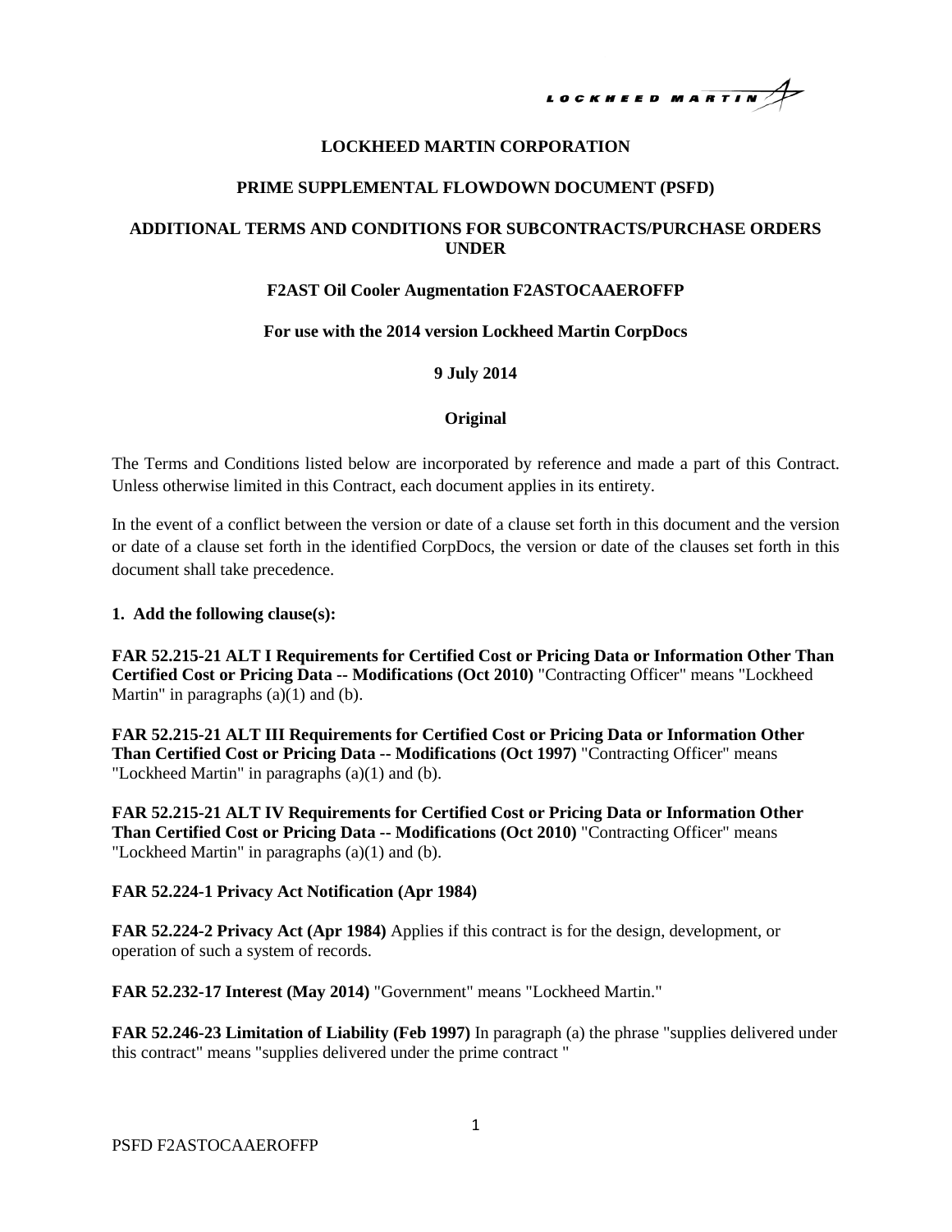**LOCKHEED MARTIN CORPORATION**

**PRIME SUPPLEMENTAL FLOWDOWN DOCUMENT (PSFD)**

**ADDITIONAL TERMS AND CONDITIONS FOR SUBCONTRACTS/PURCHASE ORDERS UNDER**

**F2AST Oil Cooler Augmentation F2ASTOCAAEROFFP**

**For use with the 2014 version Lockheed Martin CorpDocs**

**9 July 2014**

**Original**

The Terms and Conditions listed below are incorporated by reference and made a part of this Contract. Unless otherwise limited in this Contract, each document applies in its entirety.

In the event of a conflict between the version or date of a clause set forth in this document and the version or date of a clause set forth in the identified CorpDocs, the version or date of the clauses set forth in this document shall take precedence.

**1. Add the following clause(s):**

**FAR 52.215-21 ALT I Requirements for Certified Cost or Pricing Data or Information Other Than Certified Cost or Pricing Data -- Modifications (Oct 2010)** "Contracting Officer" means "Lockheed Martin" in paragraphs (a)(1) and (b).

**FAR 52.215-21 ALT III Requirements for Certified Cost or Pricing Data or Information Other Than Certified Cost or Pricing Data -- Modifications (Oct 1997)** "Contracting Officer" means "Lockheed Martin" in paragraphs (a)(1) and (b).

**FAR 52.215-21 ALT IV Requirements for Certified Cost or Pricing Data or Information Other Than Certified Cost or Pricing Data -- Modifications (Oct 2010)** "Contracting Officer" means "Lockheed Martin" in paragraphs (a)(1) and (b).

**FAR 52.224-1 Privacy Act Notification (Apr 1984)**

**FAR 52.224-2 Privacy Act (Apr 1984)** Applies if this contract is for the design, development, or operation of such a system of records.

**FAR 52.232-17 Interest (May 2014)** "Government" means "Lockheed Martin."

**FAR 52.246-23 Limitation of Liability (Feb 1997)** In paragraph (a) the phrase "supplies delivered under this contract" means "supplies delivered under the prime contract "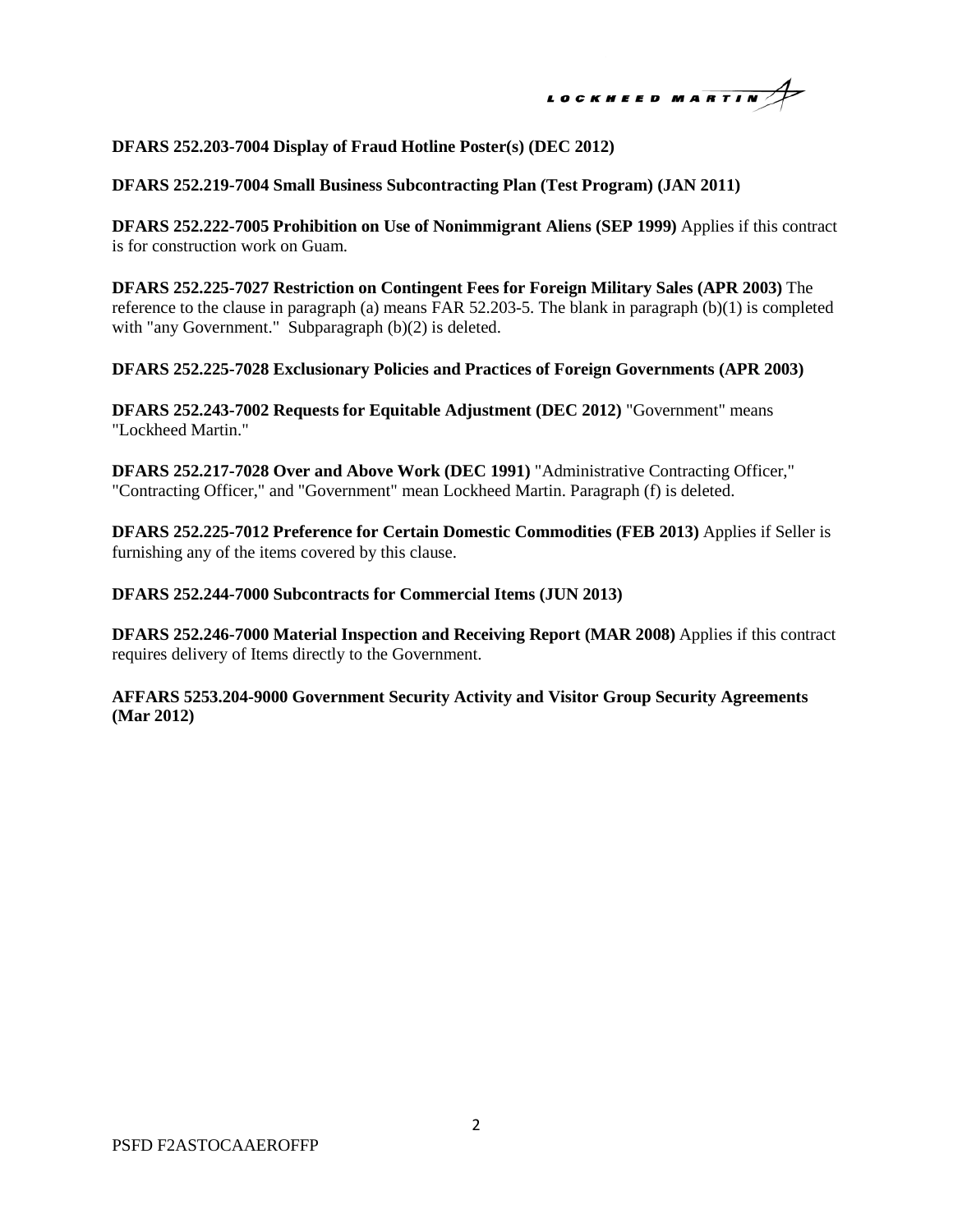**DFARS 252.203-7004 Display of Fraud Hotline Poster(s) (DEC 2012)**

**DFARS 252.219-7004 Small Business Subcontracting Plan (Test Program) (JAN 2011)**

**DFARS 252.222-7005 Prohibition on Use of Nonimmigrant Aliens (SEP 1999)** Applies if this contract is for construction work on Guam.

**DFARS 252.225-7027 Restriction on Contingent Fees for Foreign Military Sales (APR 2003)** The reference to the clause in paragraph (a) means FAR 52.203-5. The blank in paragraph (b)(1) is completed with "any Government." Subparagraph (b)(2) is deleted.

**DFARS 252.225-7028 Exclusionary Policies and Practices of Foreign Governments (APR 2003)**

**DFARS 252.243-7002 Requests for Equitable Adjustment (DEC 2012)** "Government" means "Lockheed Martin."

**DFARS 252.217-7028 Over and Above Work (DEC 1991)** "Administrative Contracting Officer," "Contracting Officer," and "Government" mean Lockheed Martin. Paragraph (f) is deleted.

**DFARS 252.225-7012 Preference for Certain Domestic Commodities (FEB 2013)** Applies if Seller is furnishing any of the items covered by this clause.

**DFARS 252.244-7000 Subcontracts for Commercial Items (JUN 2013)**

**DFARS 252.246-7000 Material Inspection and Receiving Report (MAR 2008)** Applies if this contract requires delivery of Items directly to the Government.

**AFFARS 5253.204-9000 Government Security Activity and Visitor Group Security Agreements (Mar 2012)**